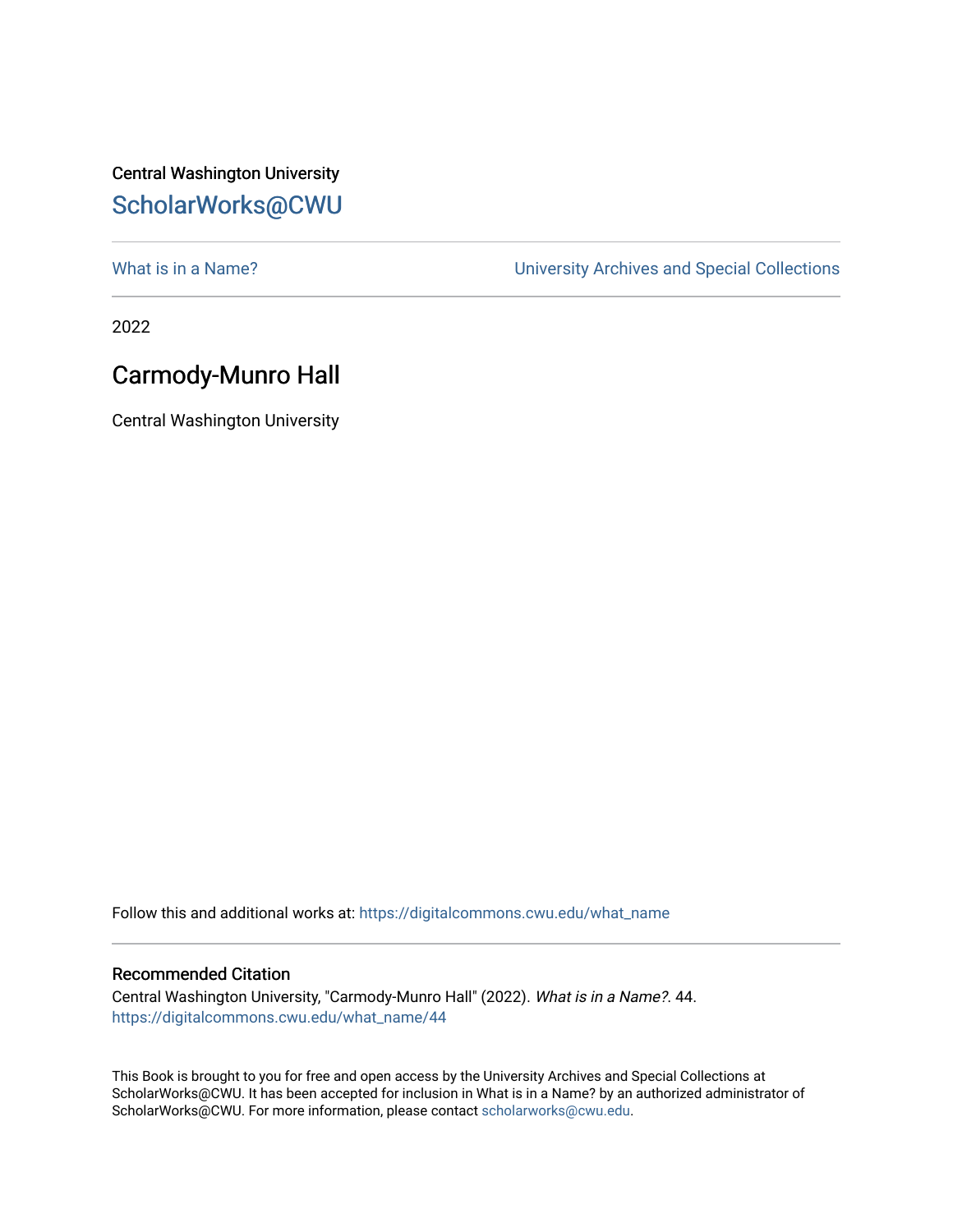Central Washington University

## ScholarWorks@CWU

What is in a Name? | University Archives and Special Collections

2022

# Carmody-Munro Hall

Central Washington University

Follow this and additional works at: https://digitalcommons.cwu.edu/what_name

### Recommended Citation

Central Washington University, "Carmody-Munro Hall" (2022). *What is in a Name?*. 44.
https://digitalcommons.cwu.edu/what_name/44

This Book is brought to you for free and open access by the University Archives and Special Collections at ScholarWorks@CWU. It has been accepted for inclusion in What is in a Name? by an authorized administrator of ScholarWorks@CWU. For more information, please contact scholarworks@cwu.edu.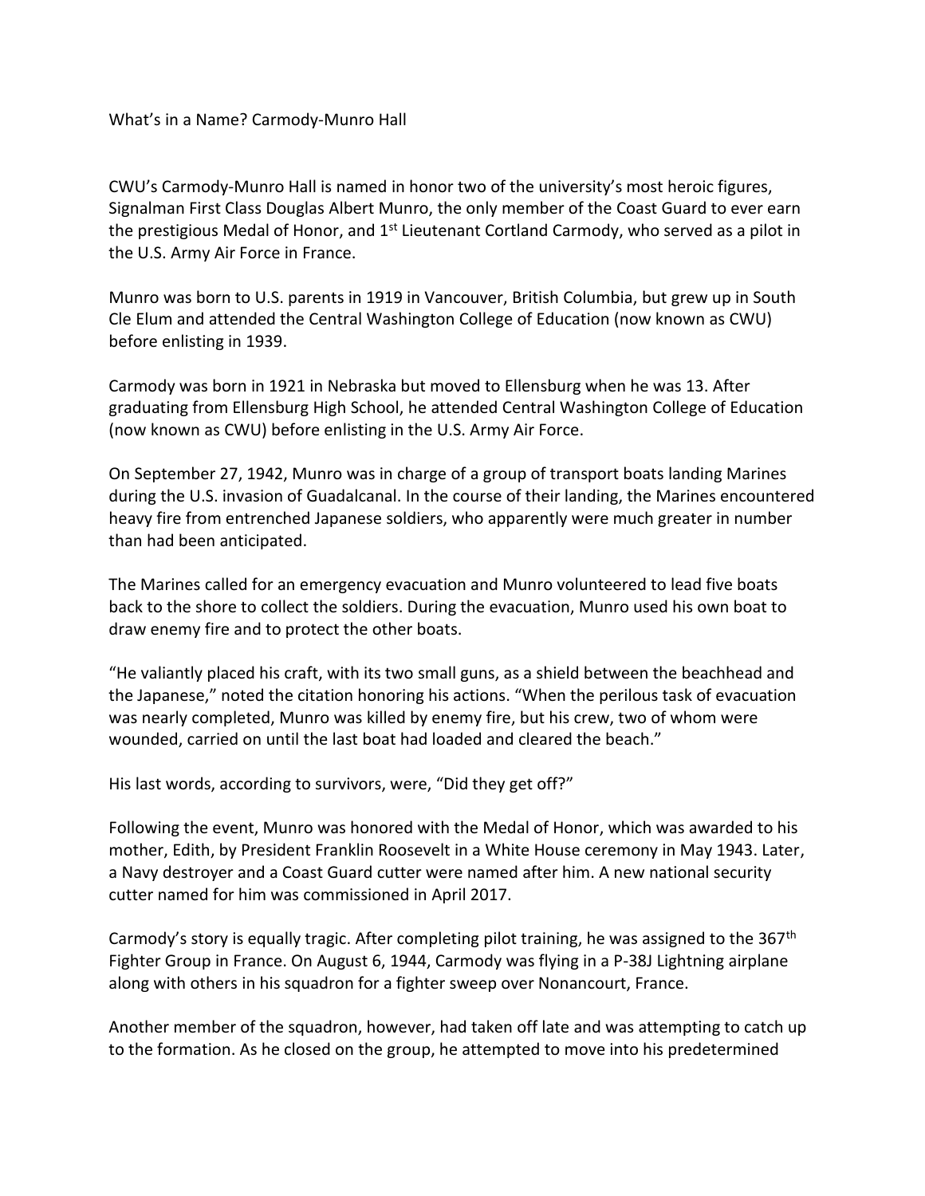What's in a Name? Carmody-Munro Hall

CWU's Carmody-Munro Hall is named in honor two of the university's most heroic figures, Signalman First Class Douglas Albert Munro, the only member of the Coast Guard to ever earn the prestigious Medal of Honor, and 1st Lieutenant Cortland Carmody, who served as a pilot in the U.S. Army Air Force in France.

Munro was born to U.S. parents in 1919 in Vancouver, British Columbia, but grew up in South Cle Elum and attended the Central Washington College of Education (now known as CWU) before enlisting in 1939.

Carmody was born in 1921 in Nebraska but moved to Ellensburg when he was 13. After graduating from Ellensburg High School, he attended Central Washington College of Education (now known as CWU) before enlisting in the U.S. Army Air Force.

On September 27, 1942, Munro was in charge of a group of transport boats landing Marines during the U.S. invasion of Guadalcanal. In the course of their landing, the Marines encountered heavy fire from entrenched Japanese soldiers, who apparently were much greater in number than had been anticipated.

The Marines called for an emergency evacuation and Munro volunteered to lead five boats back to the shore to collect the soldiers. During the evacuation, Munro used his own boat to draw enemy fire and to protect the other boats.

"He valiantly placed his craft, with its two small guns, as a shield between the beachhead and the Japanese," noted the citation honoring his actions. "When the perilous task of evacuation was nearly completed, Munro was killed by enemy fire, but his crew, two of whom were wounded, carried on until the last boat had loaded and cleared the beach."

His last words, according to survivors, were, "Did they get off?"

Following the event, Munro was honored with the Medal of Honor, which was awarded to his mother, Edith, by President Franklin Roosevelt in a White House ceremony in May 1943. Later, a Navy destroyer and a Coast Guard cutter were named after him. A new national security cutter named for him was commissioned in April 2017.

Carmody's story is equally tragic. After completing pilot training, he was assigned to the 367th Fighter Group in France. On August 6, 1944, Carmody was flying in a P-38J Lightning airplane along with others in his squadron for a fighter sweep over Nonancourt, France.

Another member of the squadron, however, had taken off late and was attempting to catch up to the formation. As he closed on the group, he attempted to move into his predetermined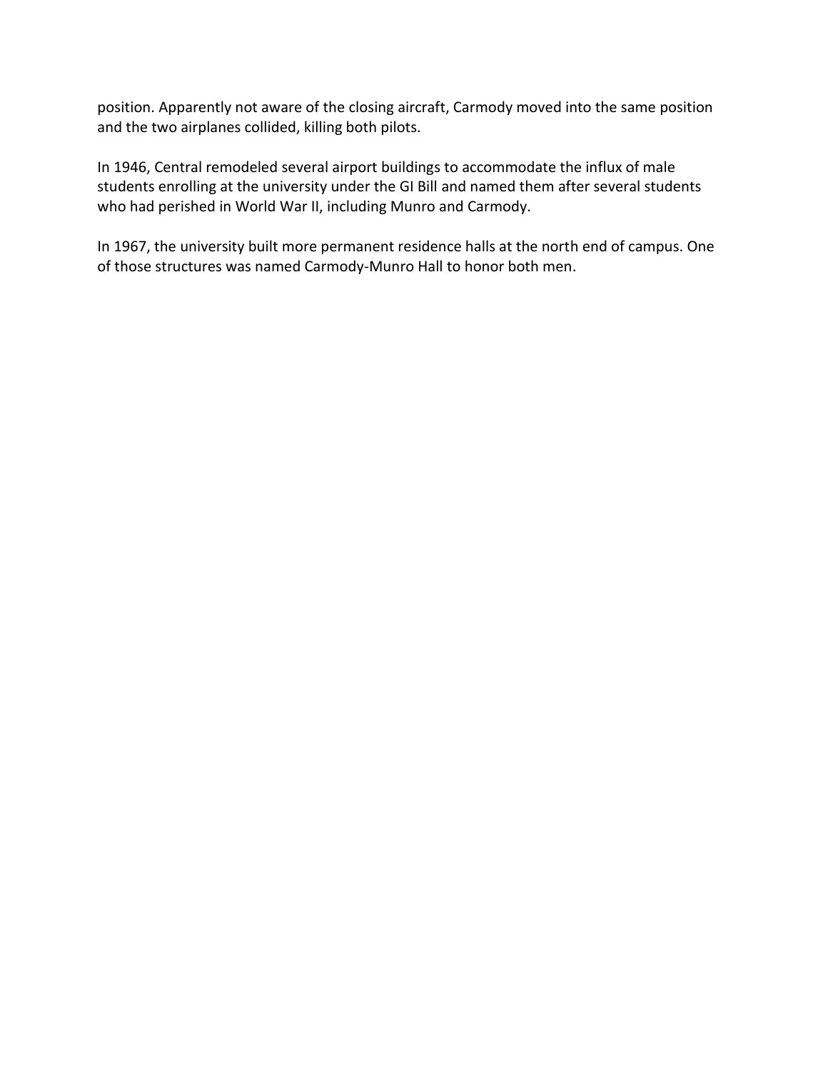position. Apparently not aware of the closing aircraft, Carmody moved into the same position and the two airplanes collided, killing both pilots.

In 1946, Central remodeled several airport buildings to accommodate the influx of male students enrolling at the university under the GI Bill and named them after several students who had perished in World War II, including Munro and Carmody.

In 1967, the university built more permanent residence halls at the north end of campus. One of those structures was named Carmody-Munro Hall to honor both men.